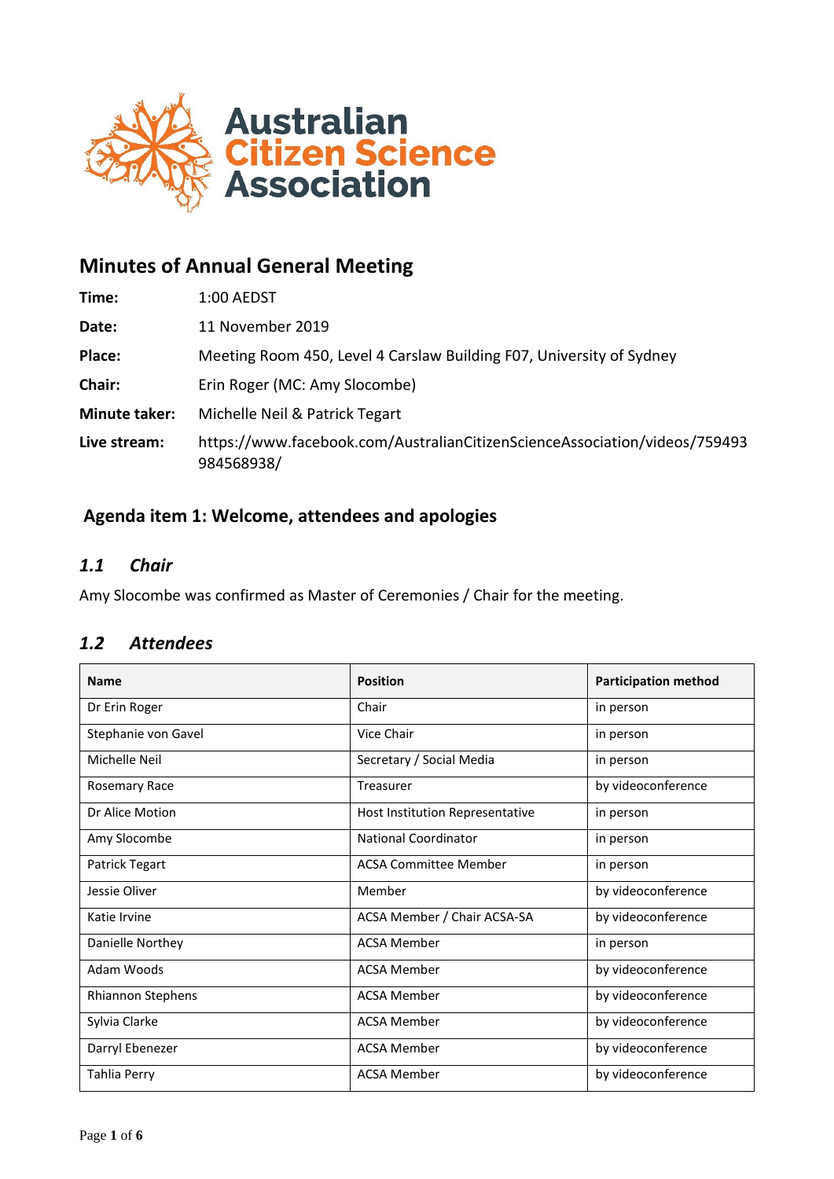Australian Citizen Science Association

# Minutes of Annual General Meeting

**Time:** 1:00 AEDST

**Date:** 11 November 2019

**Place:** Meeting Room 450, Level 4 Carslaw Building F07, University of Sydney

**Chair:** Erin Roger (MC: Amy Slocombe)

**Minute taker:** Michelle Neil & Patrick Tegart

**Live stream:** https://www.facebook.com/AustralianCitizenScienceAssociation/videos/759493984568938/

## Agenda item 1: Welcome, attendees and apologies

### *1.1 Chair*

Amy Slocombe was confirmed as Master of Ceremonies / Chair for the meeting.

### *1.2 Attendees*

| Name | Position | Participation method |
|---|---|---|
| Dr Erin Roger | Chair | in person |
| Stephanie von Gavel | Vice Chair | in person |
| Michelle Neil | Secretary / Social Media | in person |
| Rosemary Race | Treasurer | by videoconference |
| Dr Alice Motion | Host Institution Representative | in person |
| Amy Slocombe | National Coordinator | in person |
| Patrick Tegart | ACSA Committee Member | in person |
| Jessie Oliver | Member | by videoconference |
| Katie Irvine | ACSA Member / Chair ACSA-SA | by videoconference |
| Danielle Northey | ACSA Member | in person |
| Adam Woods | ACSA Member | by videoconference |
| Rhiannon Stephens | ACSA Member | by videoconference |
| Sylvia Clarke | ACSA Member | by videoconference |
| Darryl Ebenezer | ACSA Member | by videoconference |
| Tahlia Perry | ACSA Member | by videoconference |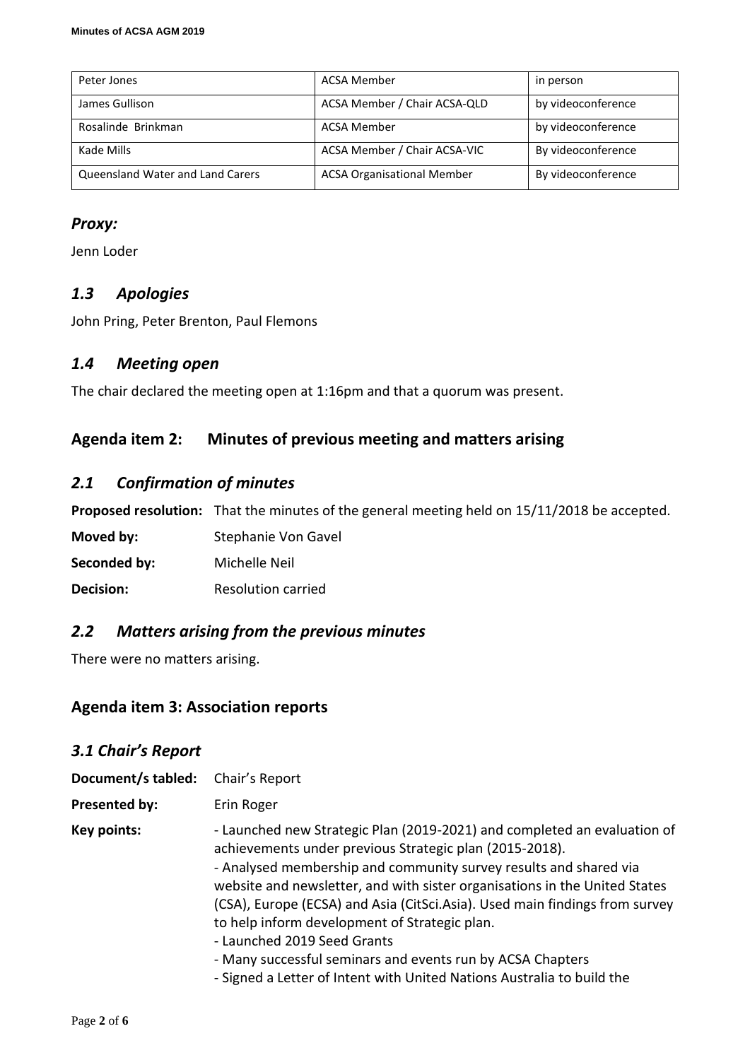| Peter Jones | ACSA Member | in person |
|---|---|---|
| James Gullison | ACSA Member / Chair ACSA-QLD | by videoconference |
| Rosalinde Brinkman | ACSA Member | by videoconference |
| Kade Mills | ACSA Member / Chair ACSA-VIC | By videoconference |
| Queensland Water and Land Carers | ACSA Organisational Member | By videoconference |

### *Proxy:*

Jenn Loder

### *1.3 Apologies*

John Pring, Peter Brenton, Paul Flemons

### *1.4 Meeting open*

The chair declared the meeting open at 1:16pm and that a quorum was present.

## Agenda item 2: Minutes of previous meeting and matters arising

### *2.1 Confirmation of minutes*

**Proposed resolution:** That the minutes of the general meeting held on 15/11/2018 be accepted.

**Moved by:** Stephanie Von Gavel

**Seconded by:** Michelle Neil

**Decision:** Resolution carried

### *2.2 Matters arising from the previous minutes*

There were no matters arising.

## Agenda item 3: Association reports

### *3.1 Chair's Report*

**Document/s tabled:** Chair's Report

**Presented by:** Erin Roger

**Key points:**

- Launched new Strategic Plan (2019-2021) and completed an evaluation of achievements under previous Strategic plan (2015-2018).
- Analysed membership and community survey results and shared via website and newsletter, and with sister organisations in the United States (CSA), Europe (ECSA) and Asia (CitSci.Asia). Used main findings from survey to help inform development of Strategic plan.
- Launched 2019 Seed Grants
- Many successful seminars and events run by ACSA Chapters
- Signed a Letter of Intent with United Nations Australia to build the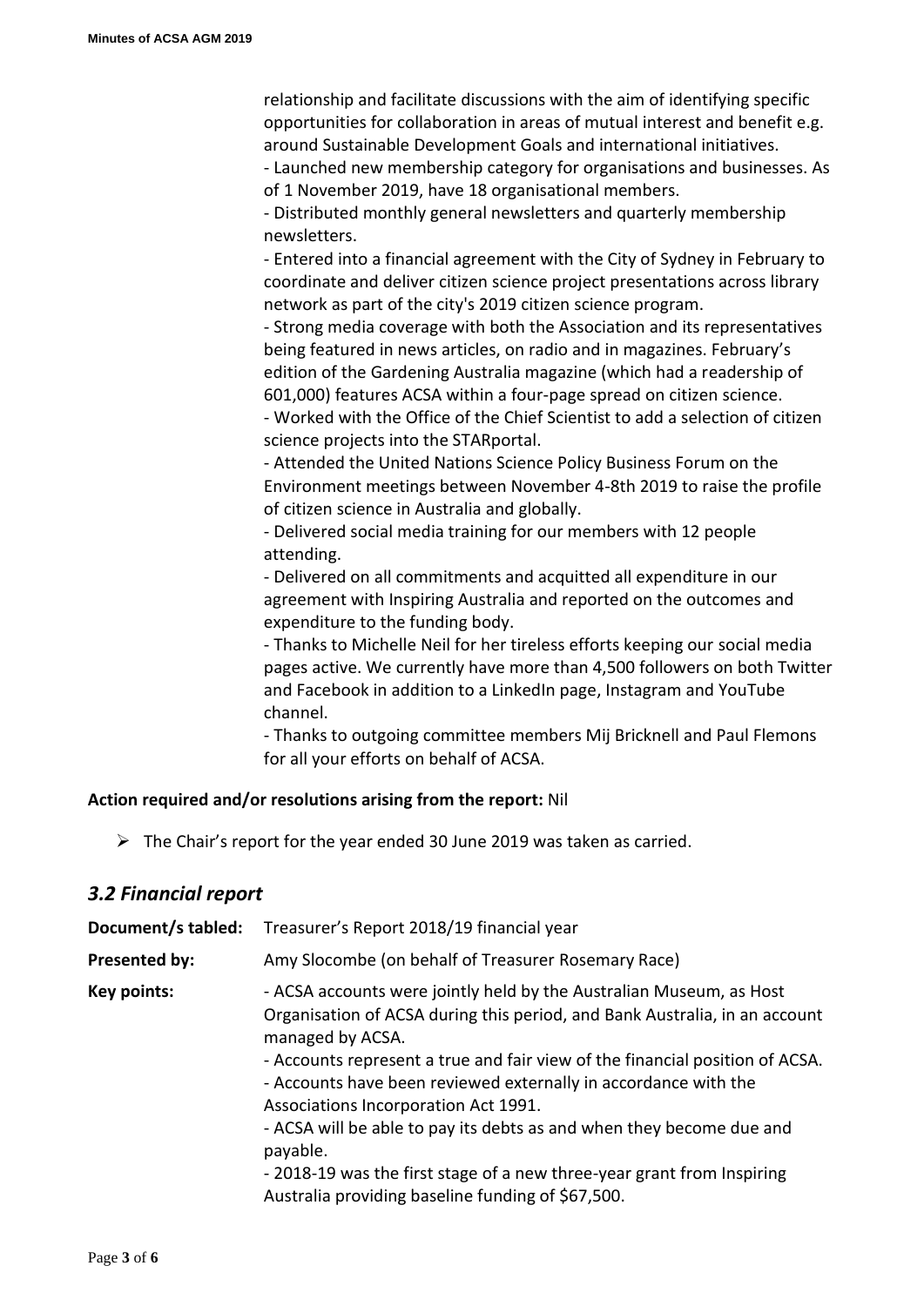relationship and facilitate discussions with the aim of identifying specific opportunities for collaboration in areas of mutual interest and benefit e.g. around Sustainable Development Goals and international initiatives.
- Launched new membership category for organisations and businesses. As of 1 November 2019, have 18 organisational members.
- Distributed monthly general newsletters and quarterly membership newsletters.
- Entered into a financial agreement with the City of Sydney in February to coordinate and deliver citizen science project presentations across library network as part of the city's 2019 citizen science program.
- Strong media coverage with both the Association and its representatives being featured in news articles, on radio and in magazines. February's edition of the Gardening Australia magazine (which had a readership of 601,000) features ACSA within a four-page spread on citizen science.
- Worked with the Office of the Chief Scientist to add a selection of citizen science projects into the STARportal.
- Attended the United Nations Science Policy Business Forum on the Environment meetings between November 4-8th 2019 to raise the profile of citizen science in Australia and globally.
- Delivered social media training for our members with 12 people attending.
- Delivered on all commitments and acquitted all expenditure in our agreement with Inspiring Australia and reported on the outcomes and expenditure to the funding body.
- Thanks to Michelle Neil for her tireless efforts keeping our social media pages active. We currently have more than 4,500 followers on both Twitter and Facebook in addition to a LinkedIn page, Instagram and YouTube channel.
- Thanks to outgoing committee members Mij Bricknell and Paul Flemons for all your efforts on behalf of ACSA.

**Action required and/or resolutions arising from the report:** Nil

- The Chair's report for the year ended 30 June 2019 was taken as carried.

### *3.2 Financial report*

**Document/s tabled:** Treasurer's Report 2018/19 financial year

**Presented by:** Amy Slocombe (on behalf of Treasurer Rosemary Race)

**Key points:** - ACSA accounts were jointly held by the Australian Museum, as Host Organisation of ACSA during this period, and Bank Australia, in an account managed by ACSA.
- Accounts represent a true and fair view of the financial position of ACSA.
- Accounts have been reviewed externally in accordance with the Associations Incorporation Act 1991.
- ACSA will be able to pay its debts as and when they become due and payable.
- 2018-19 was the first stage of a new three-year grant from Inspiring Australia providing baseline funding of $67,500.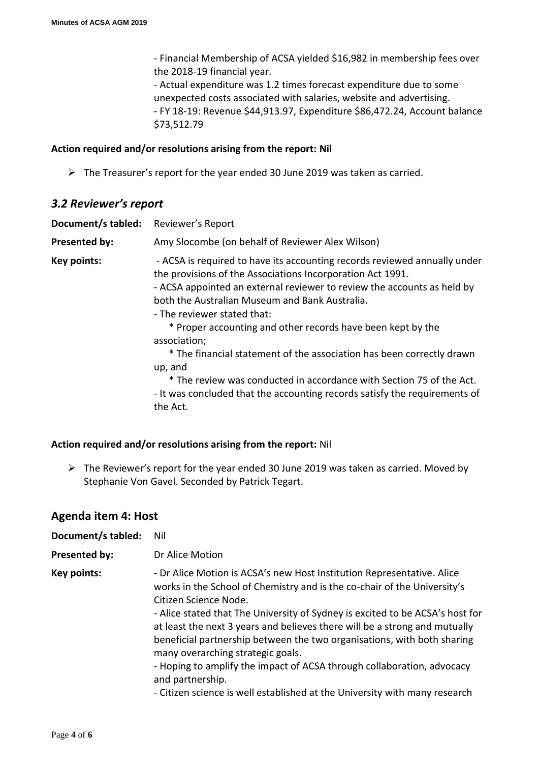- Financial Membership of ACSA yielded $16,982 in membership fees over the 2018-19 financial year.
- Actual expenditure was 1.2 times forecast expenditure due to some unexpected costs associated with salaries, website and advertising.
- FY 18-19: Revenue $44,913.97, Expenditure $86,472.24, Account balance $73,512.79

**Action required and/or resolutions arising from the report: Nil**

- The Treasurer's report for the year ended 30 June 2019 was taken as carried.

### *3.2 Reviewer's report*

**Document/s tabled:** Reviewer's Report

**Presented by:** Amy Slocombe (on behalf of Reviewer Alex Wilson)

**Key points:**
- ACSA is required to have its accounting records reviewed annually under the provisions of the Associations Incorporation Act 1991.
- ACSA appointed an external reviewer to review the accounts as held by both the Australian Museum and Bank Australia.
- The reviewer stated that:
  * Proper accounting and other records have been kept by the association;
  * The financial statement of the association has been correctly drawn up, and
  * The review was conducted in accordance with Section 75 of the Act.
- It was concluded that the accounting records satisfy the requirements of the Act.

**Action required and/or resolutions arising from the report:** Nil

- The Reviewer's report for the year ended 30 June 2019 was taken as carried. Moved by Stephanie Von Gavel. Seconded by Patrick Tegart.

## Agenda item 4: Host

**Document/s tabled:** Nil

**Presented by:** Dr Alice Motion

**Key points:**
- Dr Alice Motion is ACSA's new Host Institution Representative. Alice works in the School of Chemistry and is the co-chair of the University's Citizen Science Node.
- Alice stated that The University of Sydney is excited to be ACSA's host for at least the next 3 years and believes there will be a strong and mutually beneficial partnership between the two organisations, with both sharing many overarching strategic goals.
- Hoping to amplify the impact of ACSA through collaboration, advocacy and partnership.
- Citizen science is well established at the University with many research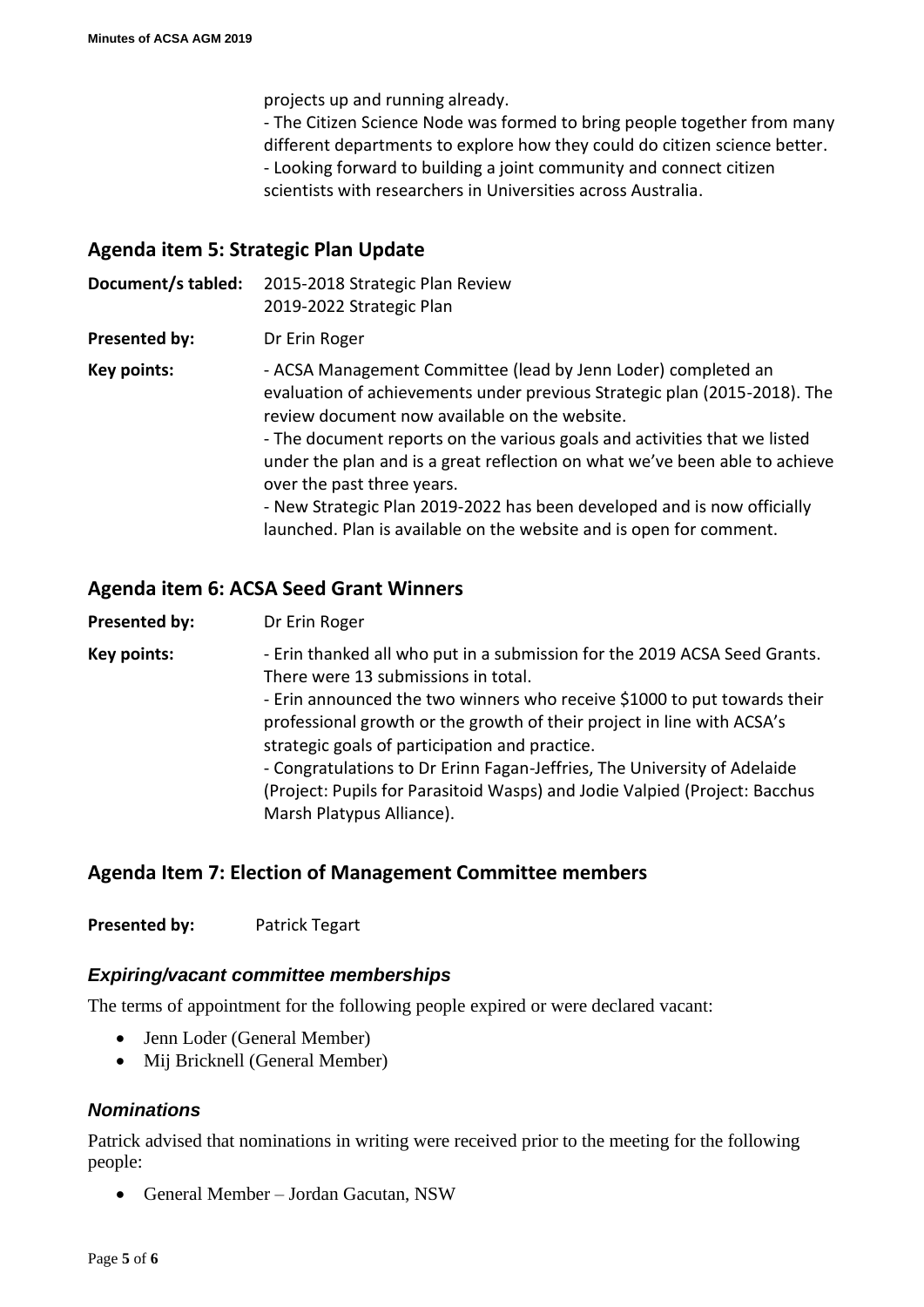projects up and running already.
- The Citizen Science Node was formed to bring people together from many different departments to explore how they could do citizen science better.
- Looking forward to building a joint community and connect citizen scientists with researchers in Universities across Australia.

## Agenda item 5: Strategic Plan Update

**Document/s tabled:** 2015-2018 Strategic Plan Review
2019-2022 Strategic Plan

**Presented by:** Dr Erin Roger

**Key points:**
- ACSA Management Committee (lead by Jenn Loder) completed an evaluation of achievements under previous Strategic plan (2015-2018). The review document now available on the website.
- The document reports on the various goals and activities that we listed under the plan and is a great reflection on what we've been able to achieve over the past three years.
- New Strategic Plan 2019-2022 has been developed and is now officially launched. Plan is available on the website and is open for comment.

## Agenda item 6: ACSA Seed Grant Winners

**Presented by:** Dr Erin Roger

**Key points:**
- Erin thanked all who put in a submission for the 2019 ACSA Seed Grants. There were 13 submissions in total.
- Erin announced the two winners who receive $1000 to put towards their professional growth or the growth of their project in line with ACSA's strategic goals of participation and practice.
- Congratulations to Dr Erinn Fagan-Jeffries, The University of Adelaide (Project: Pupils for Parasitoid Wasps) and Jodie Valpied (Project: Bacchus Marsh Platypus Alliance).

## Agenda Item 7: Election of Management Committee members

**Presented by:** Patrick Tegart

### *Expiring/vacant committee memberships*

The terms of appointment for the following people expired or were declared vacant:

- Jenn Loder (General Member)
- Mij Bricknell (General Member)

### *Nominations*

Patrick advised that nominations in writing were received prior to the meeting for the following people:

- General Member – Jordan Gacutan, NSW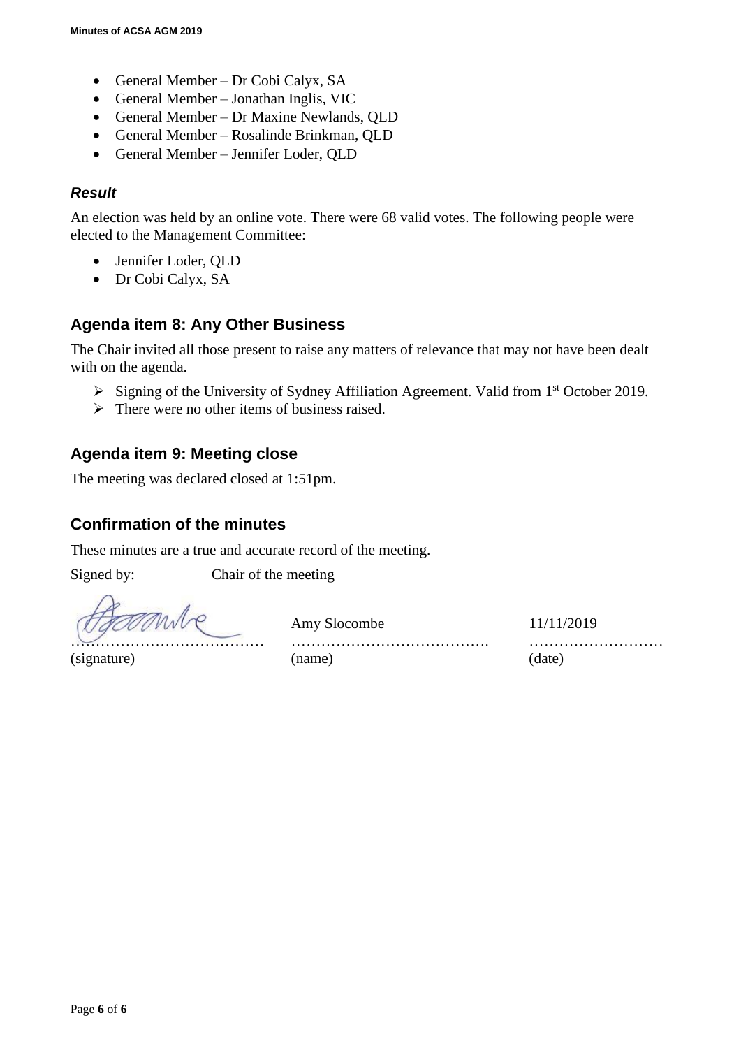- General Member – Dr Cobi Calyx, SA
- General Member – Jonathan Inglis, VIC
- General Member – Dr Maxine Newlands, QLD
- General Member – Rosalinde Brinkman, QLD
- General Member – Jennifer Loder, QLD

### *Result*

An election was held by an online vote. There were 68 valid votes. The following people were elected to the Management Committee:

- Jennifer Loder, QLD
- Dr Cobi Calyx, SA

## Agenda item 8: Any Other Business

The Chair invited all those present to raise any matters of relevance that may not have been dealt with on the agenda.

- Signing of the University of Sydney Affiliation Agreement. Valid from 1st October 2019.
- There were no other items of business raised.

## Agenda item 9: Meeting close

The meeting was declared closed at 1:51pm.

## Confirmation of the minutes

These minutes are a true and accurate record of the meeting.

Signed by: Chair of the meeting

| | | |
|---|---|---|
| …………………………………… | Amy Slocombe | 11/11/2019 |
| (signature) | (name) | (date) |